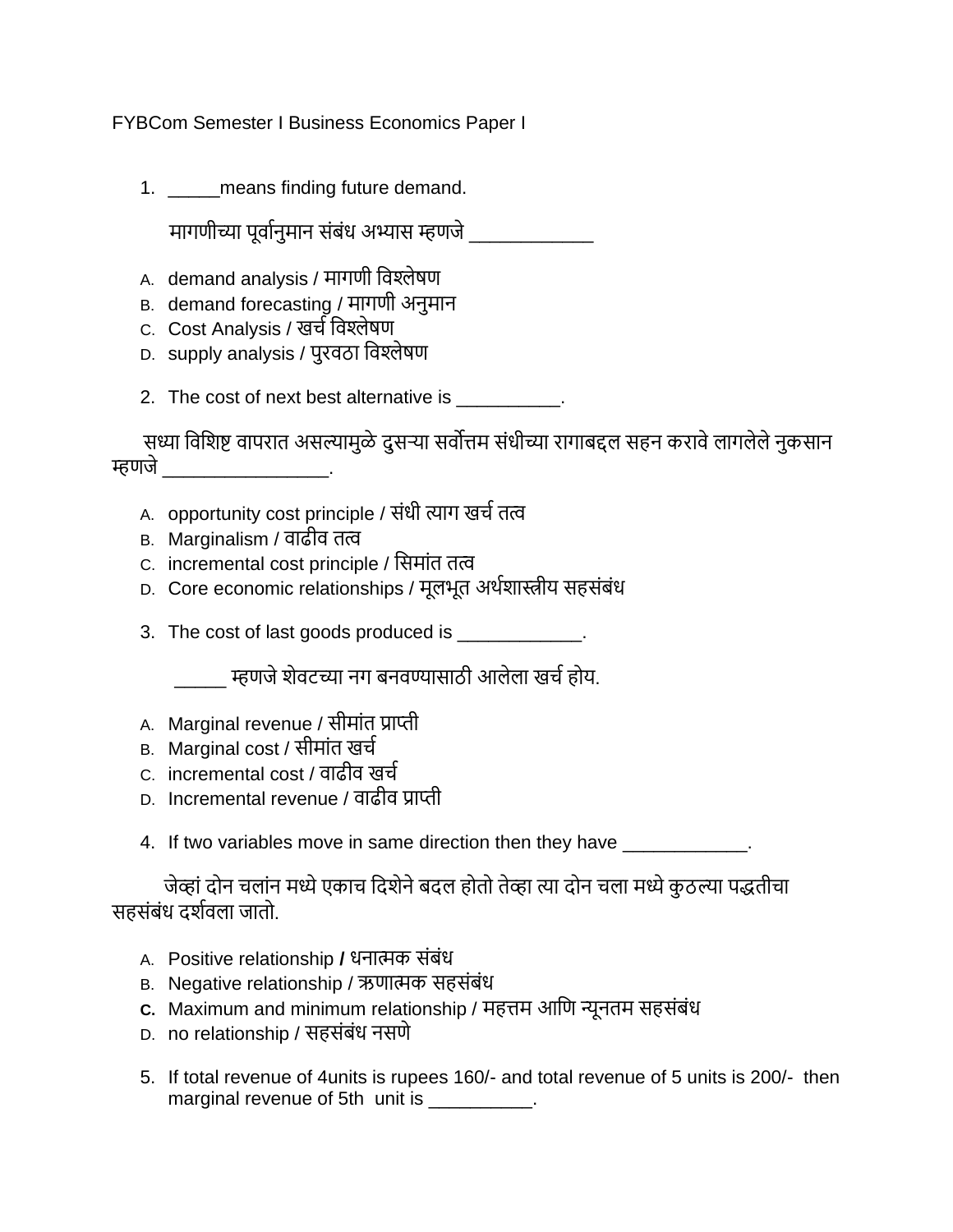FYBCom Semester I Business Economics Paper I

1. _____means finding future demand.

   मागणीच्या पूर्वानुमान संबंध अभ्यास म्हणजे ____________

   A. demand analysis / मागणी विश्लेषण
   B. demand forecasting / मागणी अनुमान
   C. Cost Analysis / खर्च विश्लेषण
   D. supply analysis / पुरवठा विश्लेषण

2. The cost of next best alternative is __________.

   सध्या विशिष्ट वापरात असल्यामुळे दुसऱ्या सर्वोत्तम संधीच्या रागाबद्दल सहन करावे लागलेले नुकसान म्हणजे ________________.

   A. opportunity cost principle / संधी त्याग खर्च तत्व
   B. Marginalism / वाढीव तत्व
   C. incremental cost principle / सिमांत तत्व
   D. Core economic relationships / मूलभूत अर्थशास्त्रीय सहसंबंध

3. The cost of last goods produced is ____________.

   _____ म्हणजे शेवटच्या नग बनवण्यासाठी आलेला खर्च होय.

   A. Marginal revenue / सीमांत प्राप्ती
   B. Marginal cost / सीमांत खर्च
   C. incremental cost / वाढीव खर्च
   D. Incremental revenue / वाढीव प्राप्ती

4. If two variables move in same direction then they have ____________.

   जेव्हां दोन चलांन मध्ये एकाच दिशेने बदल होतो तेव्हा त्या दोन चला मध्ये कुठल्या पद्धतीचा सहसंबंध दर्शवला जातो.

   A. Positive relationship **/** धनात्मक संबंध
   B. Negative relationship / ऋणात्मक सहसंबंध
   **C.** Maximum and minimum relationship / महत्तम आणि न्यूनतम सहसंबंध
   D. no relationship / सहसंबंध नसणे

5. If total revenue of 4units is rupees 160/- and total revenue of 5 units is 200/- then marginal revenue of 5th unit is __________.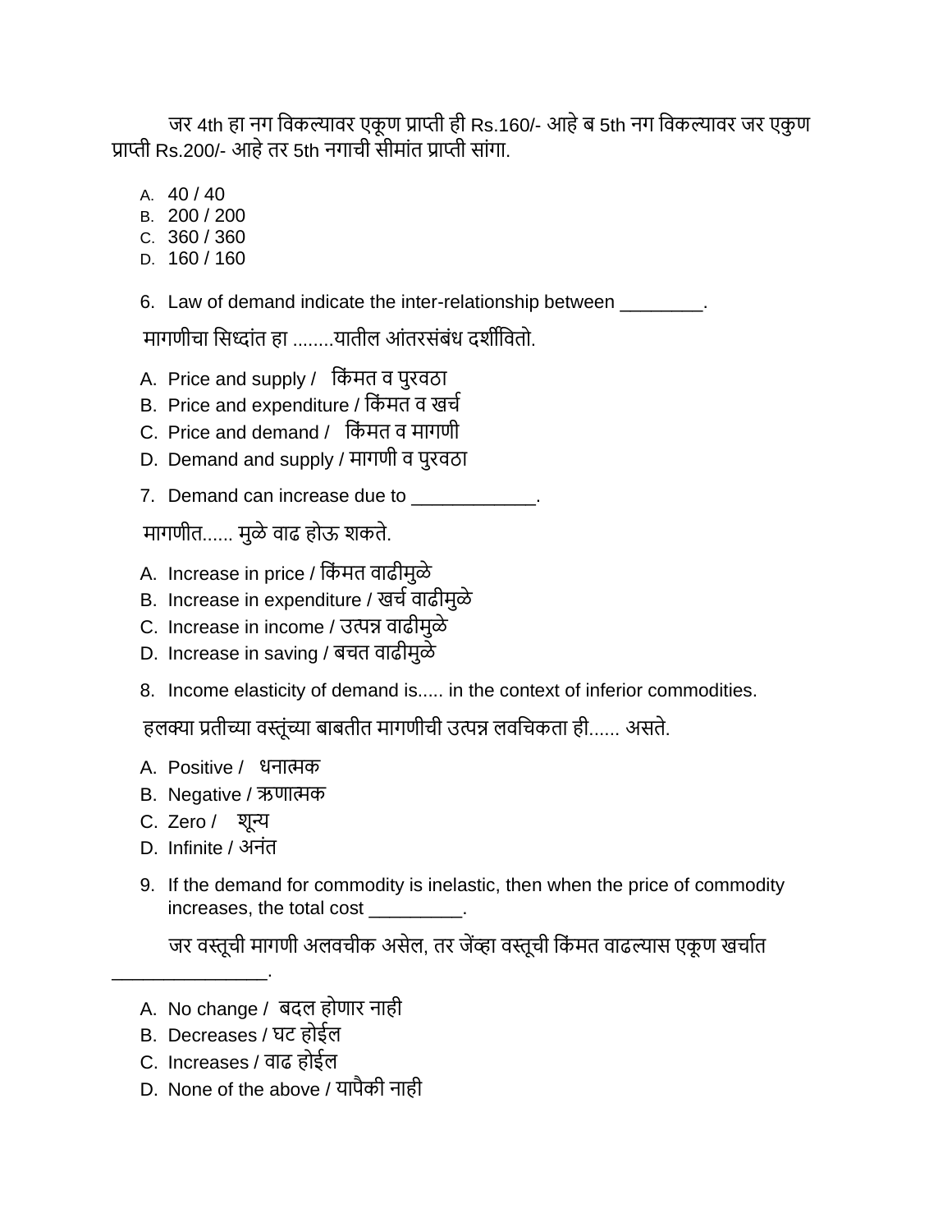जर 4th हा नग विकल्यावर एकूण प्राप्ती ही Rs.160/- आहे ब 5th नग विकल्यावर जर एकुण प्राप्ती Rs.200/- आहे तर 5th नगाची सीमांत प्राप्ती सांगा.

A. 40 / 40
B. 200 / 200
C. 360 / 360
D. 160 / 160

6. Law of demand indicate the inter-relationship between ________.

मागणीचा सिध्दांत हा ........यातील आंतरसंबंध दर्शीवितो.

A. Price and supply / किंमत व पुरवठा
B. Price and expenditure / किंमत व खर्च
C. Price and demand / किंमत व मागणी
D. Demand and supply / मागणी व पुरवठा

7. Demand can increase due to ____________.

मागणीत...... मुळे वाढ होऊ शकते.

A. Increase in price / किंमत वाढीमुळे
B. Increase in expenditure / खर्च वाढीमुळे
C. Increase in income / उत्पन्न वाढीमुळे
D. Increase in saving / बचत वाढीमुळे

8. Income elasticity of demand is..... in the context of inferior commodities.

हलक्या प्रतीच्या वस्तूंच्या बाबतीत मागणीची उत्पन्न लवचिकता ही...... असते.

A. Positive / धनात्मक
B. Negative / ऋणात्मक
C. Zero / शून्य
D. Infinite / अनंत

9. If the demand for commodity is inelastic, then when the price of commodity increases, the total cost _________.

जर वस्तूची मागणी अलवचीक असेल, तर जेंव्हा वस्तूची किंमत वाढल्यास एकूण खर्चात _______________.

A. No change / बदल होणार नाही
B. Decreases / घट होईल
C. Increases / वाढ होईल
D. None of the above / यापैकी नाही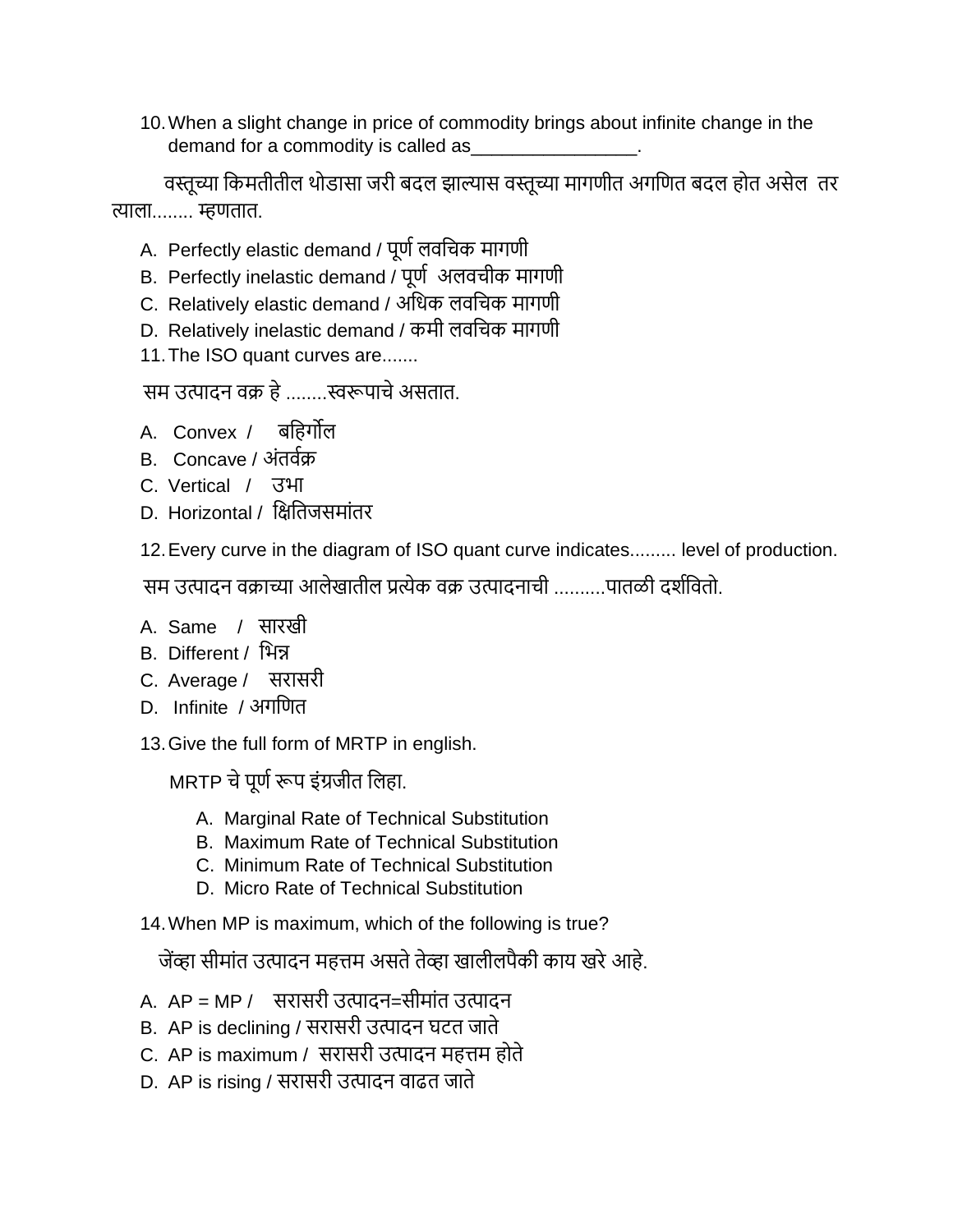10. When a slight change in price of commodity brings about infinite change in the demand for a commodity is called as________________.

वस्तूच्या किमतीतील थोडासा जरी बदल झाल्यास वस्तूच्या मागणीत अगणित बदल होत असेल तर त्याला........ म्हणतात.

A. Perfectly elastic demand / पूर्ण लवचिक मागणी
B. Perfectly inelastic demand / पूर्ण अलवचीक मागणी
C. Relatively elastic demand / अधिक लवचिक मागणी
D. Relatively inelastic demand / कमी लवचिक मागणी

11. The ISO quant curves are.......

सम उत्पादन वक्र हे ........स्वरूपाचे असतात.

A. Convex / बहिर्गोल
B. Concave / अंतर्वक्र
C. Vertical / उभा
D. Horizontal / क्षितिजसमांतर

12. Every curve in the diagram of ISO quant curve indicates......... level of production.

सम उत्पादन वक्राच्या आलेखातील प्रत्येक वक्र उत्पादनाची ..........पातळी दर्शविते.

A. Same / सारखी
B. Different / भिन्न
C. Average / सरासरी
D. Infinite / अगणित

13. Give the full form of MRTP in english.

MRTP चे पूर्ण रूप इंग्रजीत लिहा.

A. Marginal Rate of Technical Substitution
B. Maximum Rate of Technical Substitution
C. Minimum Rate of Technical Substitution
D. Micro Rate of Technical Substitution

14. When MP is maximum, which of the following is true?

जेंव्हा सीमांत उत्पादन महत्तम असते तेव्हा खालीलपैकी काय खरे आहे.

A. AP = MP / सरासरी उत्पादन=सीमांत उत्पादन
B. AP is declining / सरासरी उत्पादन घटत जाते
C. AP is maximum / सरासरी उत्पादन महत्तम होते
D. AP is rising / सरासरी उत्पादन वाढत जाते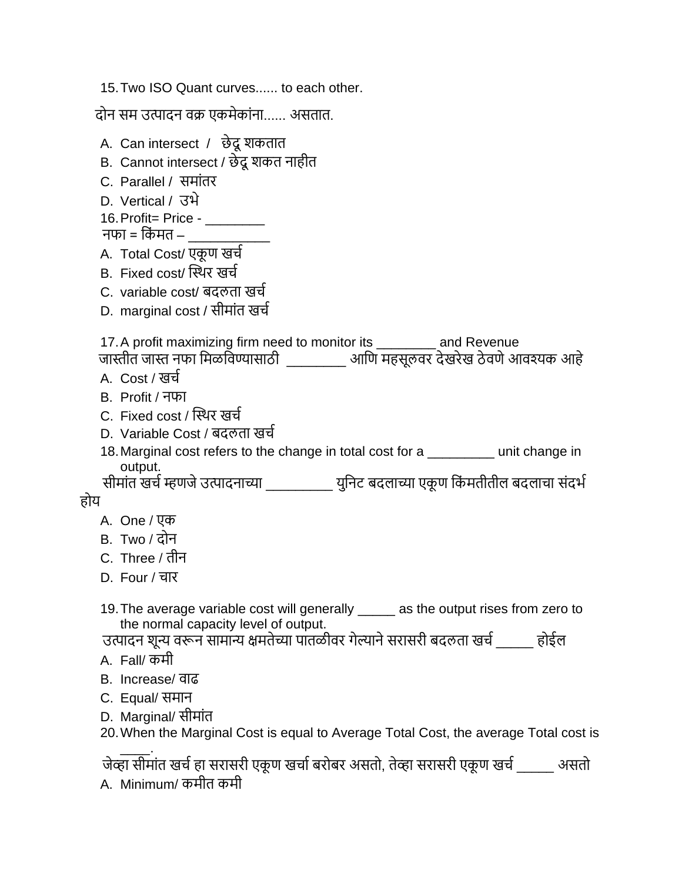15. Two ISO Quant curves...... to each other.

दोन सम उत्पादन वक्र एकमेकांना...... असतात.

A. Can intersect / छेदू शकतात
B. Cannot intersect / छेदू शकत नाहीत
C. Parallel / समांतर
D. Vertical / उभे

16. Profit= Price - ________

नफा = किंमत – ___________

A. Total Cost/ एकूण खर्च
B. Fixed cost/ स्थिर खर्च
C. variable cost/ बदलता खर्च
D. marginal cost / सीमांत खर्च

17. A profit maximizing firm need to monitor its ________ and Revenue

जास्तीत जास्त नफा मिळविण्यासाठी ________ आणि महसूलवर देखरेख ठेवणे आवश्यक आहे

A. Cost / खर्च
B. Profit / नफा
C. Fixed cost / स्थिर खर्च
D. Variable Cost / बदलता खर्च

18. Marginal cost refers to the change in total cost for a _________ unit change in output.

सीमांत खर्च म्हणजे उत्पादनाच्या _________ युनिट बदलाच्या एकूण किंमतीतील बदलाचा संदर्भ होय

A. One / एक
B. Two / दोन
C. Three / तीन
D. Four / चार

19. The average variable cost will generally _____ as the output rises from zero to the normal capacity level of output.

उत्पादन शून्य वरून सामान्य क्षमतेच्या पातळीवर गेल्याने सरासरी बदलता खर्च _____ होईल

A. Fall/ कमी
B. Increase/ वाढ
C. Equal/ समान
D. Marginal/ सीमांत

20. When the Marginal Cost is equal to Average Total Cost, the average Total cost is ____.

जेव्हा सीमांत खर्च हा सरासरी एकूण खर्चा बरोबर असतो, तेव्हा सरासरी एकूण खर्च _____ असतो

A. Minimum/ कमीत कमी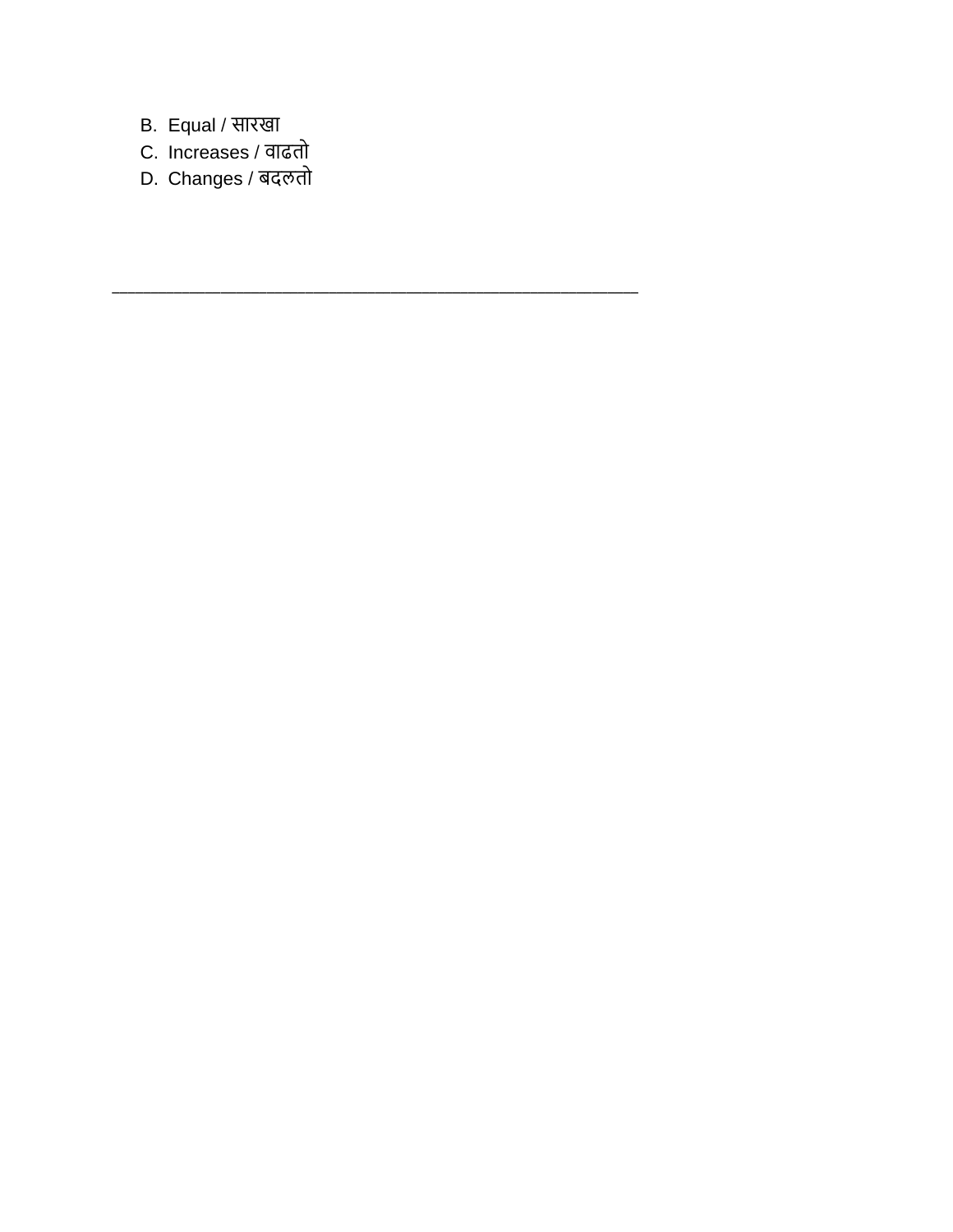B. Equal / सारखा
C. Increases / वाढतो
D. Changes / बदलतो

---